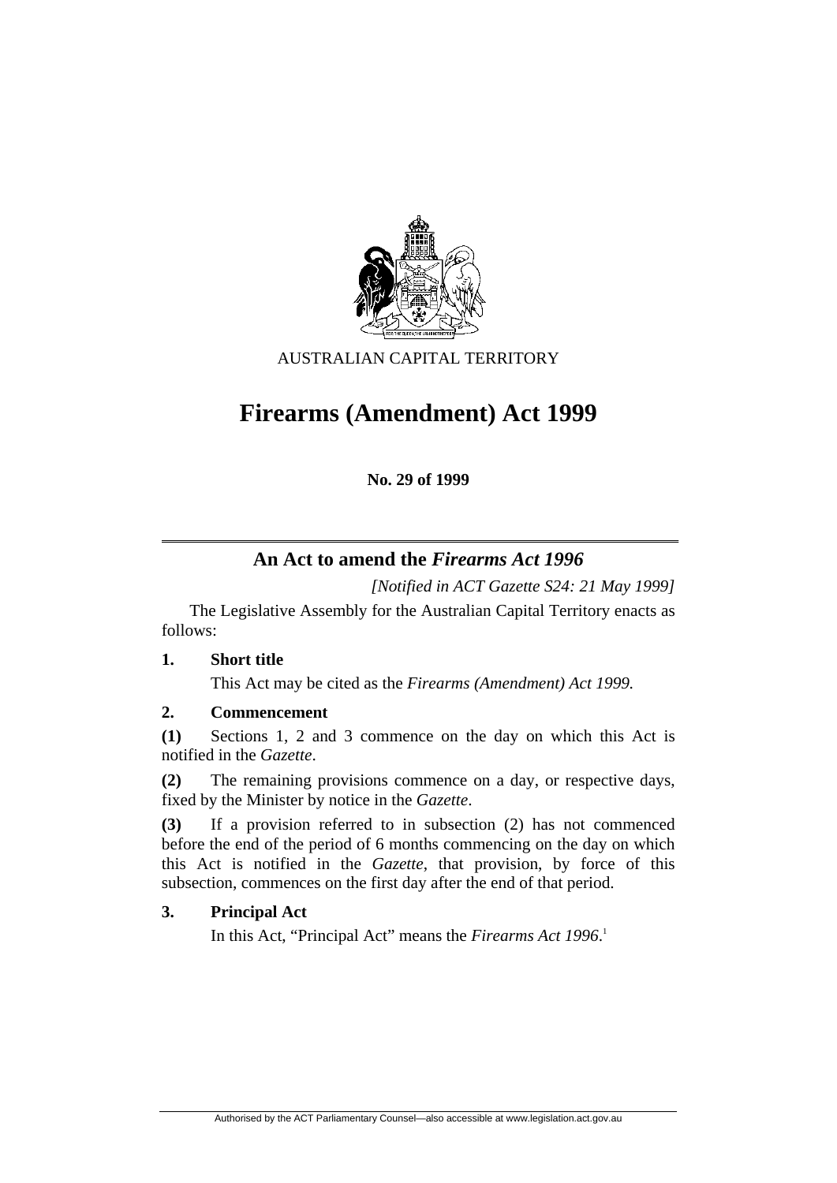AUSTRALIAN CAPITAL TERRITORY

# Firearms (Amendment) Act 1999

**No. 29 of 1999**

## An Act to amend the *Firearms Act 1996*

*[Notified in ACT Gazette S24: 21 May 1999]*

The Legislative Assembly for the Australian Capital Territory enacts as follows:

### 1. Short title

This Act may be cited as the *Firearms (Amendment) Act 1999.*

### 2. Commencement

**(1)** Sections 1, 2 and 3 commence on the day on which this Act is notified in the *Gazette*.

**(2)** The remaining provisions commence on a day, or respective days, fixed by the Minister by notice in the *Gazette*.

**(3)** If a provision referred to in subsection (2) has not commenced before the end of the period of 6 months commencing on the day on which this Act is notified in the *Gazette*, that provision, by force of this subsection, commences on the first day after the end of that period.

### 3. Principal Act

In this Act, "Principal Act" means the *Firearms Act 1996*.[1]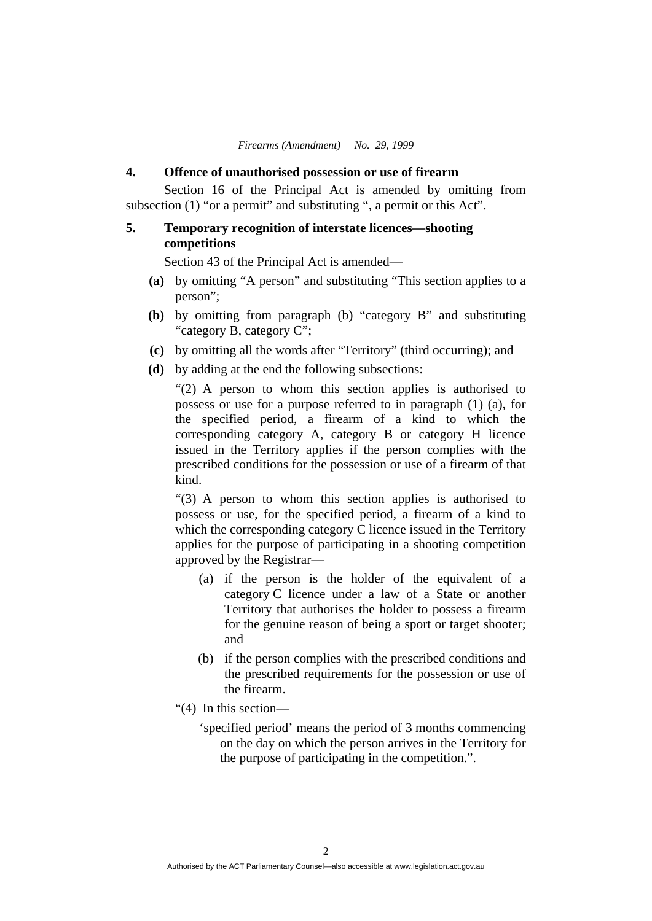**4. Offence of unauthorised possession or use of firearm**

Section 16 of the Principal Act is amended by omitting from subsection (1) "or a permit" and substituting ", a permit or this Act".

**5. Temporary recognition of interstate licences—shooting competitions**

Section 43 of the Principal Act is amended—

**(a)** by omitting "A person" and substituting "This section applies to a person";

**(b)** by omitting from paragraph (b) "category B" and substituting "category B, category C";

**(c)** by omitting all the words after "Territory" (third occurring); and

**(d)** by adding at the end the following subsections:

"(2) A person to whom this section applies is authorised to possess or use for a purpose referred to in paragraph (1) (a), for the specified period, a firearm of a kind to which the corresponding category A, category B or category H licence issued in the Territory applies if the person complies with the prescribed conditions for the possession or use of a firearm of that kind.

"(3) A person to whom this section applies is authorised to possess or use, for the specified period, a firearm of a kind to which the corresponding category C licence issued in the Territory applies for the purpose of participating in a shooting competition approved by the Registrar—

(a) if the person is the holder of the equivalent of a category C licence under a law of a State or another Territory that authorises the holder to possess a firearm for the genuine reason of being a sport or target shooter; and

(b) if the person complies with the prescribed conditions and the prescribed requirements for the possession or use of the firearm.

"(4) In this section—

'specified period' means the period of 3 months commencing on the day on which the person arrives in the Territory for the purpose of participating in the competition.".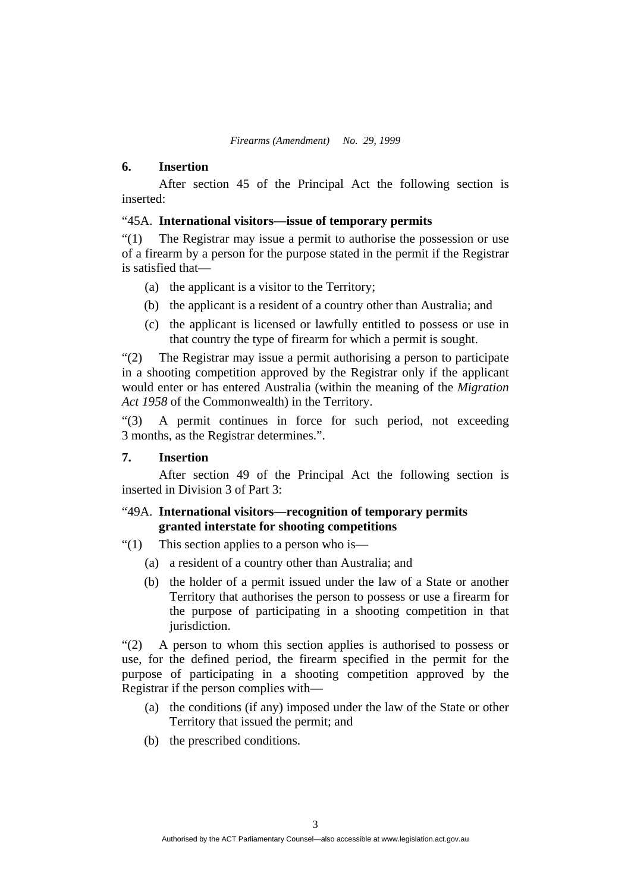### 6. Insertion

After section 45 of the Principal Act the following section is inserted:

### "45A. International visitors—issue of temporary permits

"(1) The Registrar may issue a permit to authorise the possession or use of a firearm by a person for the purpose stated in the permit if the Registrar is satisfied that—

(a) the applicant is a visitor to the Territory;

(b) the applicant is a resident of a country other than Australia; and

(c) the applicant is licensed or lawfully entitled to possess or use in that country the type of firearm for which a permit is sought.

"(2) The Registrar may issue a permit authorising a person to participate in a shooting competition approved by the Registrar only if the applicant would enter or has entered Australia (within the meaning of the *Migration Act 1958* of the Commonwealth) in the Territory.

"(3) A permit continues in force for such period, not exceeding 3 months, as the Registrar determines.".

### 7. Insertion

After section 49 of the Principal Act the following section is inserted in Division 3 of Part 3:

### "49A. International visitors—recognition of temporary permits granted interstate for shooting competitions

"(1) This section applies to a person who is—

(a) a resident of a country other than Australia; and

(b) the holder of a permit issued under the law of a State or another Territory that authorises the person to possess or use a firearm for the purpose of participating in a shooting competition in that jurisdiction.

"(2) A person to whom this section applies is authorised to possess or use, for the defined period, the firearm specified in the permit for the purpose of participating in a shooting competition approved by the Registrar if the person complies with—

(a) the conditions (if any) imposed under the law of the State or other Territory that issued the permit; and

(b) the prescribed conditions.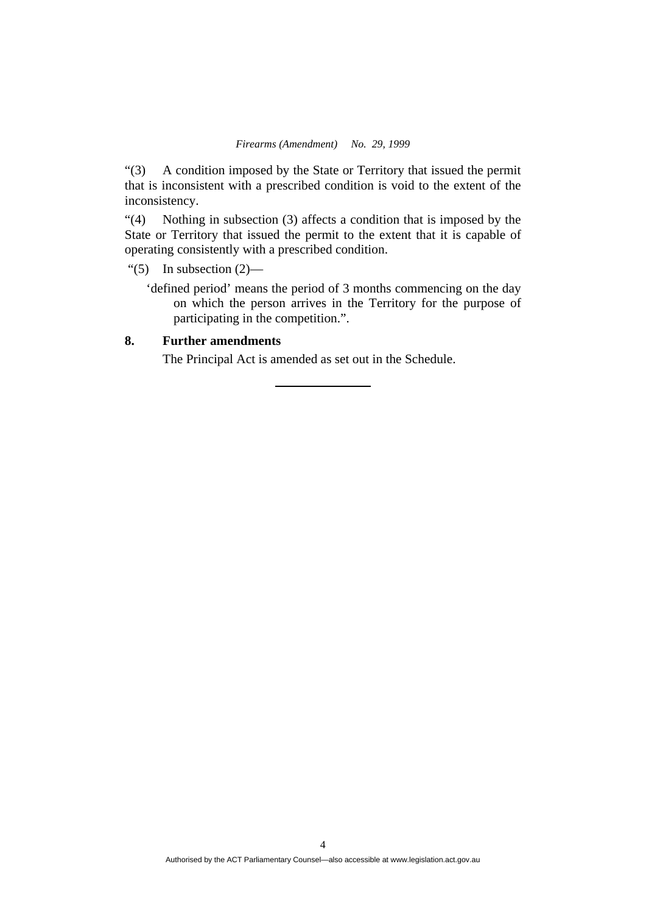"(3) A condition imposed by the State or Territory that issued the permit that is inconsistent with a prescribed condition is void to the extent of the inconsistency.

"(4) Nothing in subsection (3) affects a condition that is imposed by the State or Territory that issued the permit to the extent that it is capable of operating consistently with a prescribed condition.

"(5) In subsection (2)—

'defined period' means the period of 3 months commencing on the day on which the person arrives in the Territory for the purpose of participating in the competition.".

**8. Further amendments**

The Principal Act is amended as set out in the Schedule.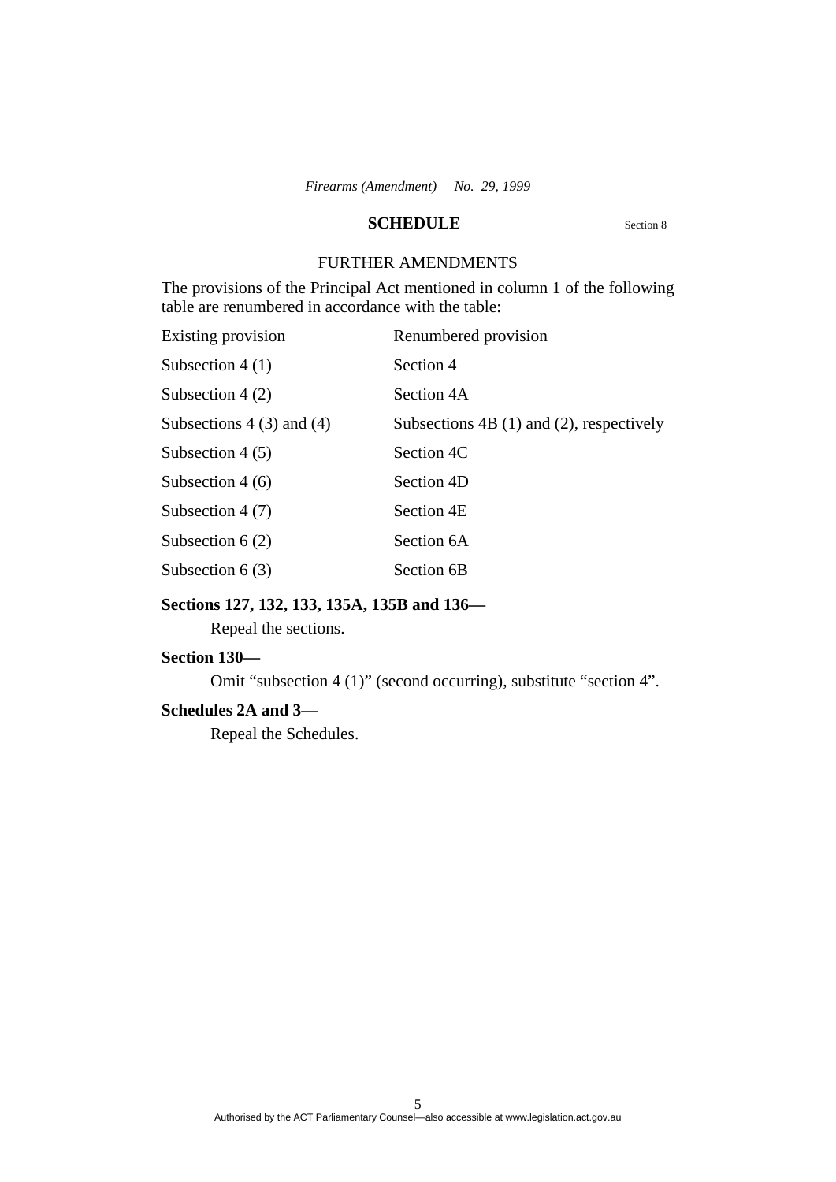## SCHEDULE

Section 8

### FURTHER AMENDMENTS

The provisions of the Principal Act mentioned in column 1 of the following table are renumbered in accordance with the table:

| Existing provision | Renumbered provision |
|---|---|
| Subsection 4 (1) | Section 4 |
| Subsection 4 (2) | Section 4A |
| Subsections 4 (3) and (4) | Subsections 4B (1) and (2), respectively |
| Subsection 4 (5) | Section 4C |
| Subsection 4 (6) | Section 4D |
| Subsection 4 (7) | Section 4E |
| Subsection 6 (2) | Section 6A |
| Subsection 6 (3) | Section 6B |

**Sections 127, 132, 133, 135A, 135B and 136—**

Repeal the sections.

**Section 130—**

Omit “subsection 4 (1)” (second occurring), substitute “section 4”.

**Schedules 2A and 3—**

Repeal the Schedules.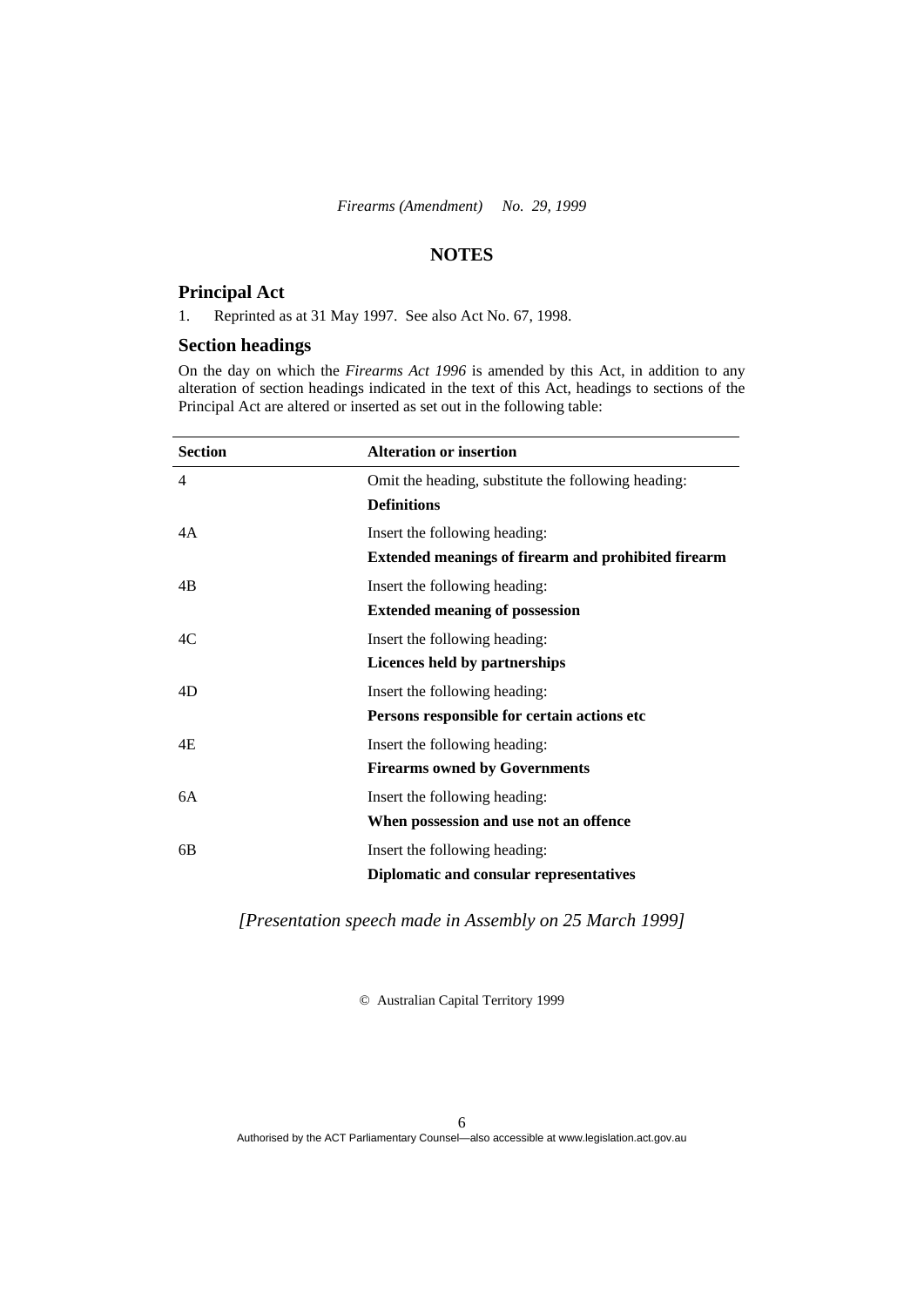*Firearms (Amendment) No. 29, 1999*

## NOTES

### Principal Act

1. Reprinted as at 31 May 1997. See also Act No. 67, 1998.

### Section headings

On the day on which the *Firearms Act 1996* is amended by this Act, in addition to any alteration of section headings indicated in the text of this Act, headings to sections of the Principal Act are altered or inserted as set out in the following table:

| Section | Alteration or insertion |
|---|---|
| 4 | Omit the heading, substitute the following heading: **Definitions** |
| 4A | Insert the following heading: **Extended meanings of firearm and prohibited firearm** |
| 4B | Insert the following heading: **Extended meaning of possession** |
| 4C | Insert the following heading: **Licences held by partnerships** |
| 4D | Insert the following heading: **Persons responsible for certain actions etc** |
| 4E | Insert the following heading: **Firearms owned by Governments** |
| 6A | Insert the following heading: **When possession and use not an offence** |
| 6B | Insert the following heading: **Diplomatic and consular representatives** |

*[Presentation speech made in Assembly on 25 March 1999]*

© Australian Capital Territory 1999

Authorised by the ACT Parliamentary Counsel—also accessible at www.legislation.act.gov.au